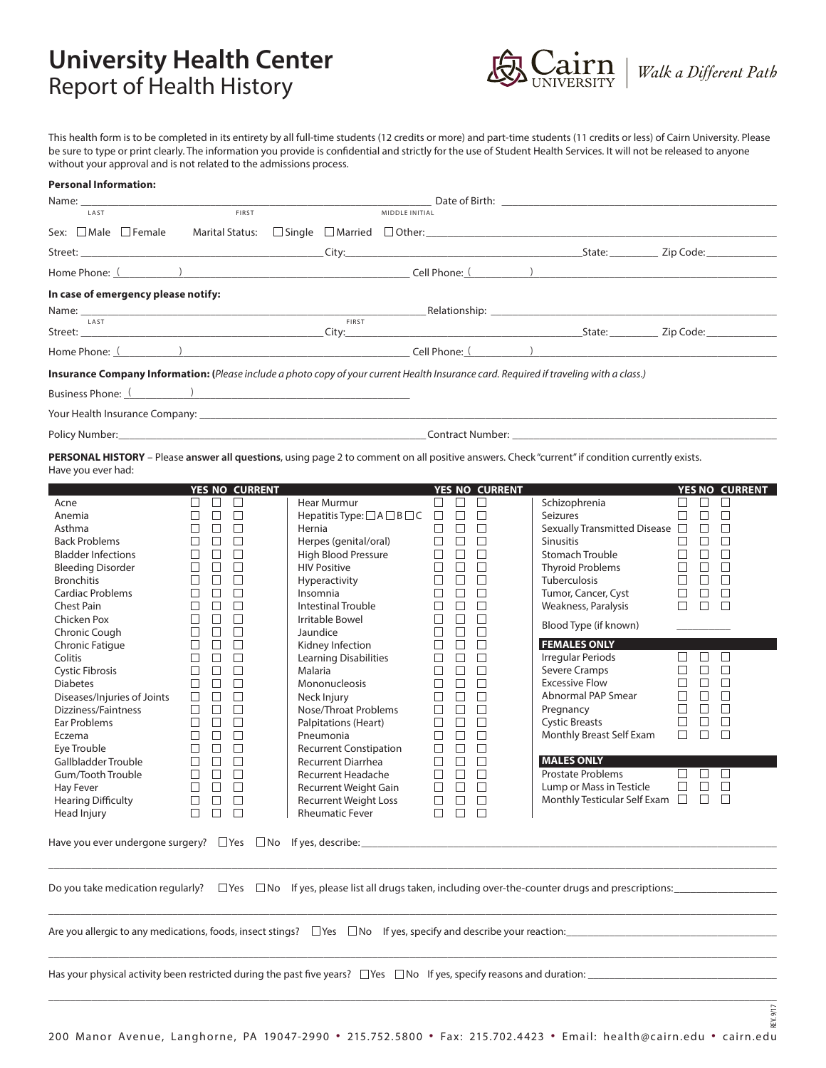# University Health Center
## Report of Health History

Cairn UNIVERSITY | *Walk a Different Path*

This health form is to be completed in its entirety by all full-time students (12 credits or more) and part-time students (11 credits or less) of Cairn University. Please be sure to type or print clearly. The information you provide is confidential and strictly for the use of Student Health Services. It will not be released to anyone without your approval and is not related to the admissions process.

**Personal Information:**

Name: ______________________ (LAST) ______________________ (FIRST) ______ (MIDDLE INITIAL) Date of Birth: ______________________

Sex: ☐ Male ☐ Female Marital Status: ☐ Single ☐ Married ☐ Other: ______________________

Street: ______________________ City: ______________________ State: ________ Zip Code: ____________

Home Phone: ( ) ______________________ Cell Phone: ( ) ______________________

**In case of emergency please notify:**

Name: ______________________ (LAST) ______________________ (FIRST) Relationship: ______________________

Street: ______________________ City: ______________________ State: ________ Zip Code: ____________

Home Phone: ( ) ______________________ Cell Phone: ( ) ______________________

**Insurance Company Information: (***Please include a photo copy of your current Health Insurance card. Required if traveling with a class.***)**

Business Phone: ( ) ______________________

Your Health Insurance Company: ______________________

Policy Number: ______________________ Contract Number: ______________________

**PERSONAL HISTORY** – Please **answer all questions**, using page 2 to comment on all positive answers. Check "current" if condition currently exists.
Have you ever had:

| | YES | NO | CURRENT |
|---|---|---|---|
| Acne | ☐ | ☐ | ☐ |
| Anemia | ☐ | ☐ | ☐ |
| Asthma | ☐ | ☐ | ☐ |
| Back Problems | ☐ | ☐ | ☐ |
| Bladder Infections | ☐ | ☐ | ☐ |
| Bleeding Disorder | ☐ | ☐ | ☐ |
| Bronchitis | ☐ | ☐ | ☐ |
| Cardiac Problems | ☐ | ☐ | ☐ |
| Chest Pain | ☐ | ☐ | ☐ |
| Chicken Pox | ☐ | ☐ | ☐ |
| Chronic Cough | ☐ | ☐ | ☐ |
| Chronic Fatigue | ☐ | ☐ | ☐ |
| Colitis | ☐ | ☐ | ☐ |
| Cystic Fibrosis | ☐ | ☐ | ☐ |
| Diabetes | ☐ | ☐ | ☐ |
| Diseases/Injuries of Joints | ☐ | ☐ | ☐ |
| Dizziness/Faintness | ☐ | ☐ | ☐ |
| Ear Problems | ☐ | ☐ | ☐ |
| Eczema | ☐ | ☐ | ☐ |
| Eye Trouble | ☐ | ☐ | ☐ |
| Gallbladder Trouble | ☐ | ☐ | ☐ |
| Gum/Tooth Trouble | ☐ | ☐ | ☐ |
| Hay Fever | ☐ | ☐ | ☐ |
| Hearing Difficulty | ☐ | ☐ | ☐ |
| Head Injury | ☐ | ☐ | ☐ |
| Hear Murmur | ☐ | ☐ | ☐ |
| Hepatitis Type: ☐A ☐B ☐C | ☐ | ☐ | ☐ |
| Hernia | ☐ | ☐ | ☐ |
| Herpes (genital/oral) | ☐ | ☐ | ☐ |
| High Blood Pressure | ☐ | ☐ | ☐ |
| HIV Positive | ☐ | ☐ | ☐ |
| Hyperactivity | ☐ | ☐ | ☐ |
| Insomnia | ☐ | ☐ | ☐ |
| Intestinal Trouble | ☐ | ☐ | ☐ |
| Irritable Bowel | ☐ | ☐ | ☐ |
| Jaundice | ☐ | ☐ | ☐ |
| Kidney Infection | ☐ | ☐ | ☐ |
| Learning Disabilities | ☐ | ☐ | ☐ |
| Malaria | ☐ | ☐ | ☐ |
| Mononucleosis | ☐ | ☐ | ☐ |
| Neck Injury | ☐ | ☐ | ☐ |
| Nose/Throat Problems | ☐ | ☐ | ☐ |
| Palpitations (Heart) | ☐ | ☐ | ☐ |
| Pneumonia | ☐ | ☐ | ☐ |
| Recurrent Constipation | ☐ | ☐ | ☐ |
| Recurrent Diarrhea | ☐ | ☐ | ☐ |
| Recurrent Headache | ☐ | ☐ | ☐ |
| Recurrent Weight Gain | ☐ | ☐ | ☐ |
| Recurrent Weight Loss | ☐ | ☐ | ☐ |
| Rheumatic Fever | ☐ | ☐ | ☐ |
| Schizophrenia | ☐ | ☐ | ☐ |
| Seizures | ☐ | ☐ | ☐ |
| Sexually Transmitted Disease | ☐ | ☐ | ☐ |
| Sinusitis | ☐ | ☐ | ☐ |
| Stomach Trouble | ☐ | ☐ | ☐ |
| Thyroid Problems | ☐ | ☐ | ☐ |
| Tuberculosis | ☐ | ☐ | ☐ |
| Tumor, Cancer, Cyst | ☐ | ☐ | ☐ |
| Weakness, Paralysis | ☐ | ☐ | ☐ |
| Blood Type (if known) ________ | | | |
| **FEMALES ONLY** | | | |
| Irregular Periods | ☐ | ☐ | ☐ |
| Severe Cramps | ☐ | ☐ | ☐ |
| Excessive Flow | ☐ | ☐ | ☐ |
| Abnormal PAP Smear | ☐ | ☐ | ☐ |
| Pregnancy | ☐ | ☐ | ☐ |
| Cystic Breasts | ☐ | ☐ | ☐ |
| Monthly Breast Self Exam | ☐ | ☐ | ☐ |
| **MALES ONLY** | | | |
| Prostate Problems | ☐ | ☐ | ☐ |
| Lump or Mass in Testicle | ☐ | ☐ | ☐ |
| Monthly Testicular Self Exam | ☐ | ☐ | ☐ |

Have you ever undergone surgery? ☐ Yes ☐ No If yes, describe: ______________________

______________________

Do you take medication regularly? ☐ Yes ☐ No If yes, please list all drugs taken, including over-the-counter drugs and prescriptions: ____________

______________________

Are you allergic to any medications, foods, insect stings? ☐ Yes ☐ No If yes, specify and describe your reaction: ______________________

______________________

Has your physical activity been restricted during the past five years? ☐ Yes ☐ No If yes, specify reasons and duration: ______________________

______________________

REV. 9/17

200 Manor Avenue, Langhorne, PA 19047-2990 • 215.752.5800 • Fax: 215.702.4423 • Email: health@cairn.edu • cairn.edu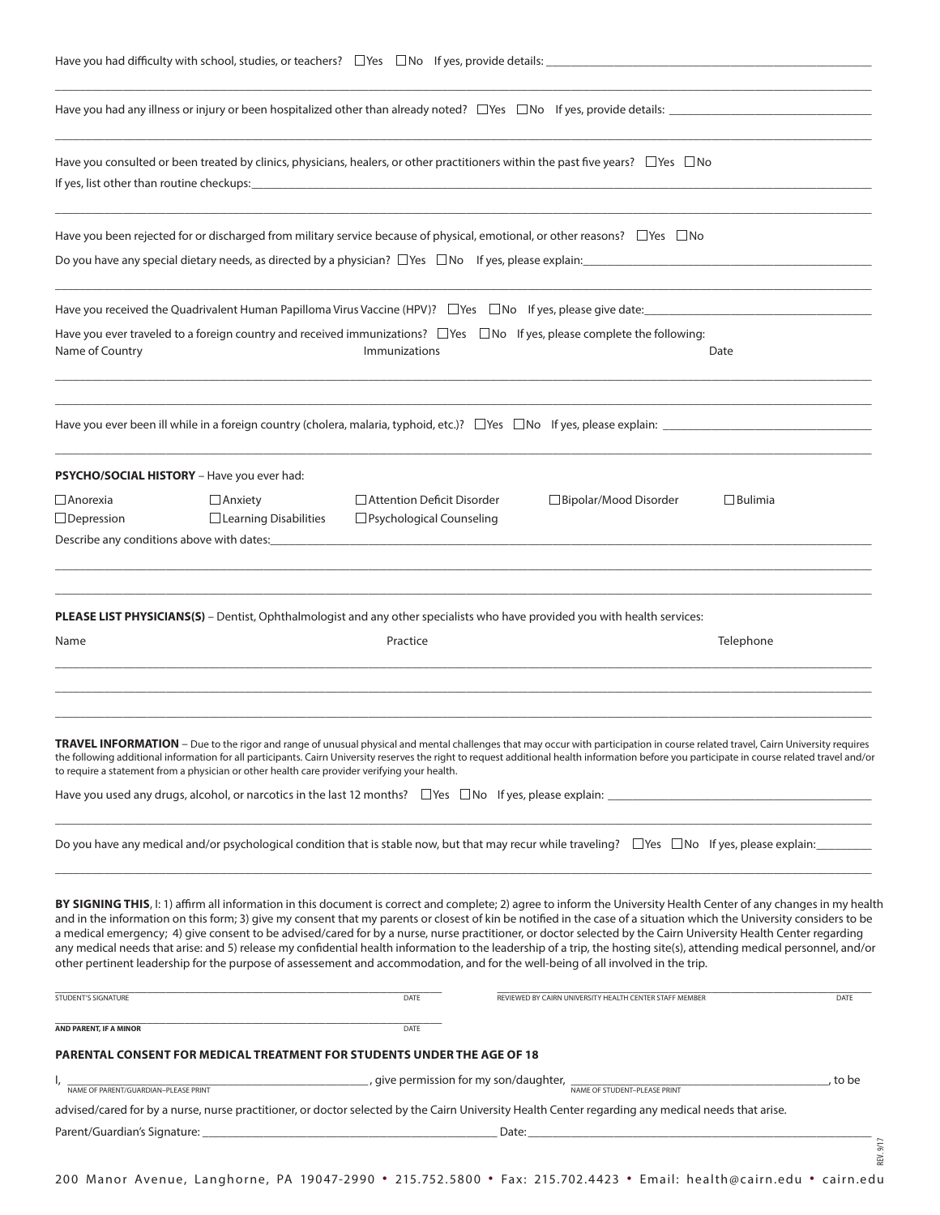Have you had difficulty with school, studies, or teachers? ☐ Yes ☐ No If yes, provide details: \_\_\_\_\_\_\_\_\_\_\_\_\_\_\_\_\_\_\_\_

Have you had any illness or injury or been hospitalized other than already noted? ☐ Yes ☐ No If yes, provide details: \_\_\_\_\_\_\_\_\_\_\_\_\_\_\_\_\_\_\_\_

Have you consulted or been treated by clinics, physicians, healers, or other practitioners within the past five years? ☐ Yes ☐ No

If yes, list other than routine checkups: \_\_\_\_\_\_\_\_\_\_\_\_\_\_\_\_\_\_\_\_

Have you been rejected for or discharged from military service because of physical, emotional, or other reasons? ☐ Yes ☐ No

Do you have any special dietary needs, as directed by a physician? ☐ Yes ☐ No If yes, please explain: \_\_\_\_\_\_\_\_\_\_\_\_\_\_\_\_\_\_\_\_

Have you received the Quadrivalent Human Papilloma Virus Vaccine (HPV)? ☐ Yes ☐ No If yes, please give date: \_\_\_\_\_\_\_\_\_\_\_\_\_\_\_\_\_\_\_\_

Have you ever traveled to a foreign country and received immunizations? ☐ Yes ☐ No If yes, please complete the following:

| Name of Country | Immunizations | Date |
|---|---|---|
| | | |
| | | |

Have you ever been ill while in a foreign country (cholera, malaria, typhoid, etc.)? ☐ Yes ☐ No If yes, please explain: \_\_\_\_\_\_\_\_\_\_\_\_\_\_\_\_\_\_\_\_

**PSYCHO/SOCIAL HISTORY** – Have you ever had:

☐ Anorexia ☐ Anxiety ☐ Attention Deficit Disorder ☐ Bipolar/Mood Disorder ☐ Bulimia
☐ Depression ☐ Learning Disabilities ☐ Psychological Counseling

Describe any conditions above with dates: \_\_\_\_\_\_\_\_\_\_\_\_\_\_\_\_\_\_\_\_

**PLEASE LIST PHYSICIANS(S)** – Dentist, Ophthalmologist and any other specialists who have provided you with health services:

| Name | Practice | Telephone |
|---|---|---|
| | | |
| | | |
| | | |

**TRAVEL INFORMATION** – Due to the rigor and range of unusual physical and mental challenges that may occur with participation in course related travel, Cairn University requires the following additional information for all participants. Cairn University reserves the right to request additional health information before you participate in course related travel and/or to require a statement from a physician or other health care provider verifying your health.

Have you used any drugs, alcohol, or narcotics in the last 12 months? ☐ Yes ☐ No If yes, please explain: \_\_\_\_\_\_\_\_\_\_\_\_\_\_\_\_\_\_\_\_

Do you have any medical and/or psychological condition that is stable now, but that may recur while traveling? ☐ Yes ☐ No If yes, please explain: \_\_\_\_\_\_\_\_\_\_

**BY SIGNING THIS**, I: 1) affirm all information in this document is correct and complete; 2) agree to inform the University Health Center of any changes in my health and in the information on this form; 3) give my consent that my parents or closest of kin be notified in the case of a situation which the University considers to be a medical emergency; 4) give consent to be advised/cared for by a nurse, nurse practitioner, or doctor selected by the Cairn University Health Center regarding any medical needs that arise: and 5) release my confidential health information to the leadership of a trip, the hosting site(s), attending medical personnel, and/or other pertinent leadership for the purpose of assessement and accommodation, and for the well-being of all involved in the trip.

\_\_\_\_\_\_\_\_\_\_\_\_\_\_\_\_\_\_\_\_ STUDENT'S SIGNATURE DATE

\_\_\_\_\_\_\_\_\_\_\_\_\_\_\_\_\_\_\_\_ REVIEWED BY CAIRN UNIVERSITY HEALTH CENTER STAFF MEMBER DATE

\_\_\_\_\_\_\_\_\_\_\_\_\_\_\_\_\_\_\_\_ **AND PARENT, IF A MINOR** DATE

### PARENTAL CONSENT FOR MEDICAL TREATMENT FOR STUDENTS UNDER THE AGE OF 18

I, \_\_\_\_\_\_\_\_\_\_\_\_\_\_\_\_\_\_\_\_ (NAME OF PARENT/GUARDIAN–PLEASE PRINT), give permission for my son/daughter, \_\_\_\_\_\_\_\_\_\_\_\_\_\_\_\_\_\_\_\_ (NAME OF STUDENT–PLEASE PRINT), to be advised/cared for by a nurse, nurse practitioner, or doctor selected by the Cairn University Health Center regarding any medical needs that arise.

Parent/Guardian's Signature: \_\_\_\_\_\_\_\_\_\_\_\_\_\_\_\_\_\_\_\_ Date: \_\_\_\_\_\_\_\_\_\_\_\_\_\_\_\_\_\_\_\_

REV. 9/17

200 Manor Avenue, Langhorne, PA 19047-2990 • 215.752.5800 • Fax: 215.702.4423 • Email: health@cairn.edu • cairn.edu